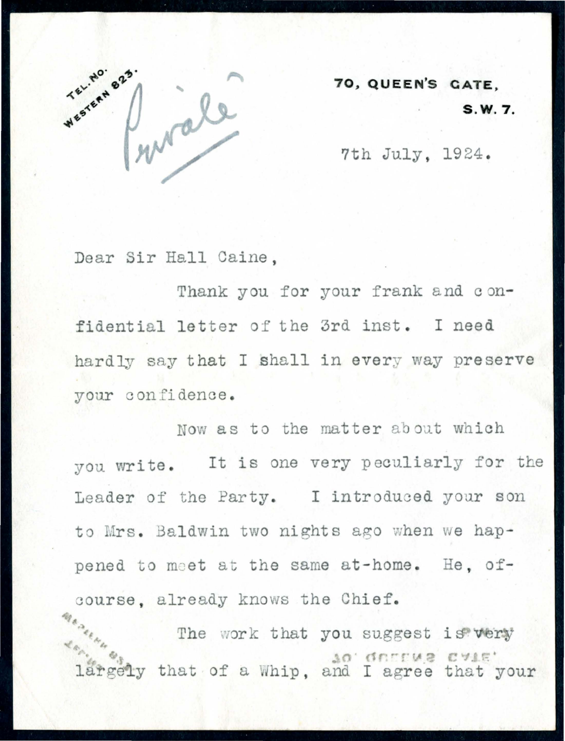TEL. NO. WESTERN 823.

*Private*

70, QUEEN'S GATE,
S.W. 7.

7th July, 1924.

Dear Sir Hall Caine,

Thank you for your frank and confidential letter of the 3rd inst. I need hardly say that I shall in every way preserve your confidence.

Now as to the matter about which you write. It is one very peculiarly for the Leader of the Party. I introduced your son to Mrs. Baldwin two nights ago when we happened to meet at the same at-home. He, of-course, already knows the Chief.

The work that you suggest is very largely that of a Whip, and I agree that your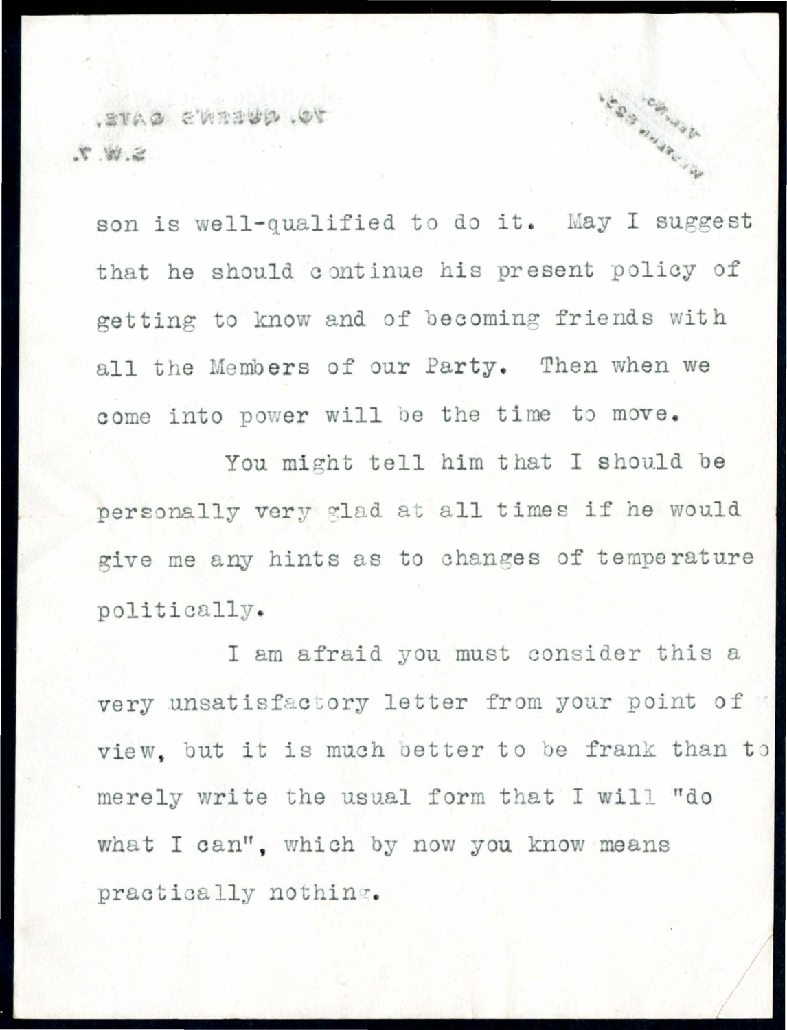son is well-qualified to do it. May I suggest that he should continue his present policy of getting to know and of becoming friends with all the Members of our Party. Then when we come into power will be the time to move.

You might tell him that I should be personally very glad at all times if he would give me any hints as to changes of temperature politically.

I am afraid you must consider this a very unsatisfactory letter from your point of view, but it is much better to be frank than to merely write the usual form that I will "do what I can", which by now you know means practically nothing.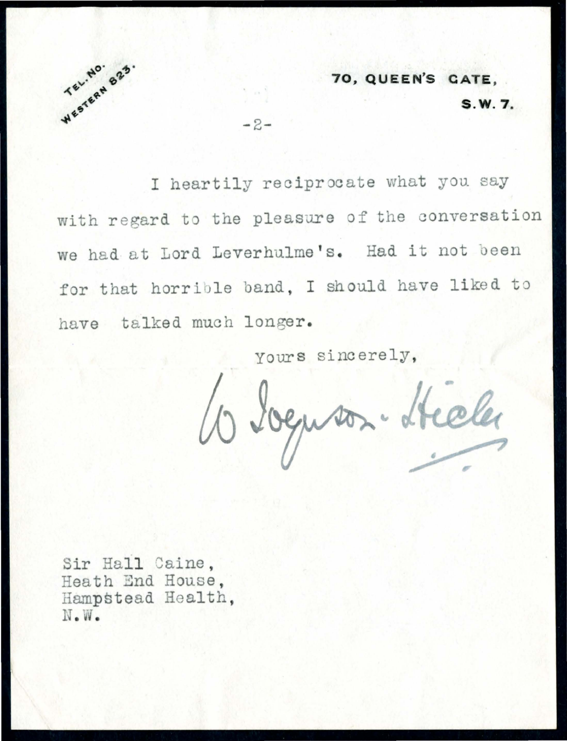TEL. NO. WESTERN 823.

70, QUEEN'S GATE,

S.W. 7.

I heartily reciprocate what you say with regard to the pleasure of the conversation we had at Lord Leverhulme's. Had it not been for that horrible band, I should have liked to have talked much longer.

Yours sincerely,

W Joynson-Hicks

Sir Hall Caine,
Heath End House,
Hampstead Health,
N.W.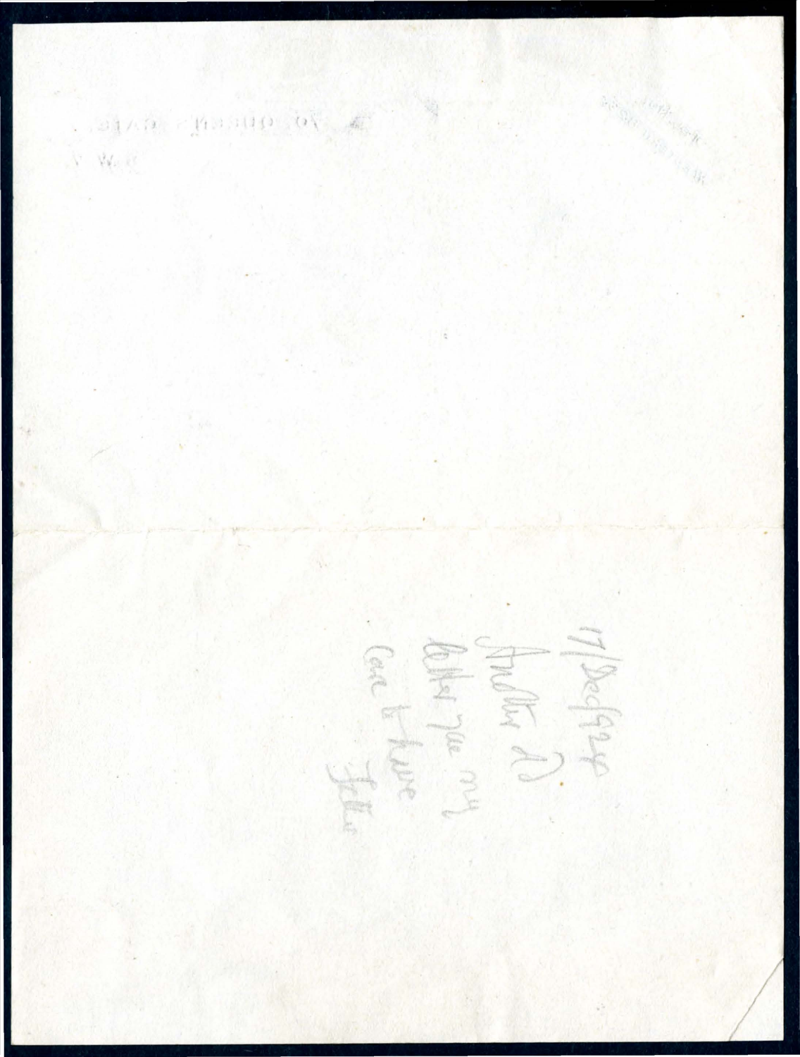17/Dec/924
Another ad
letter re my
care to have
John